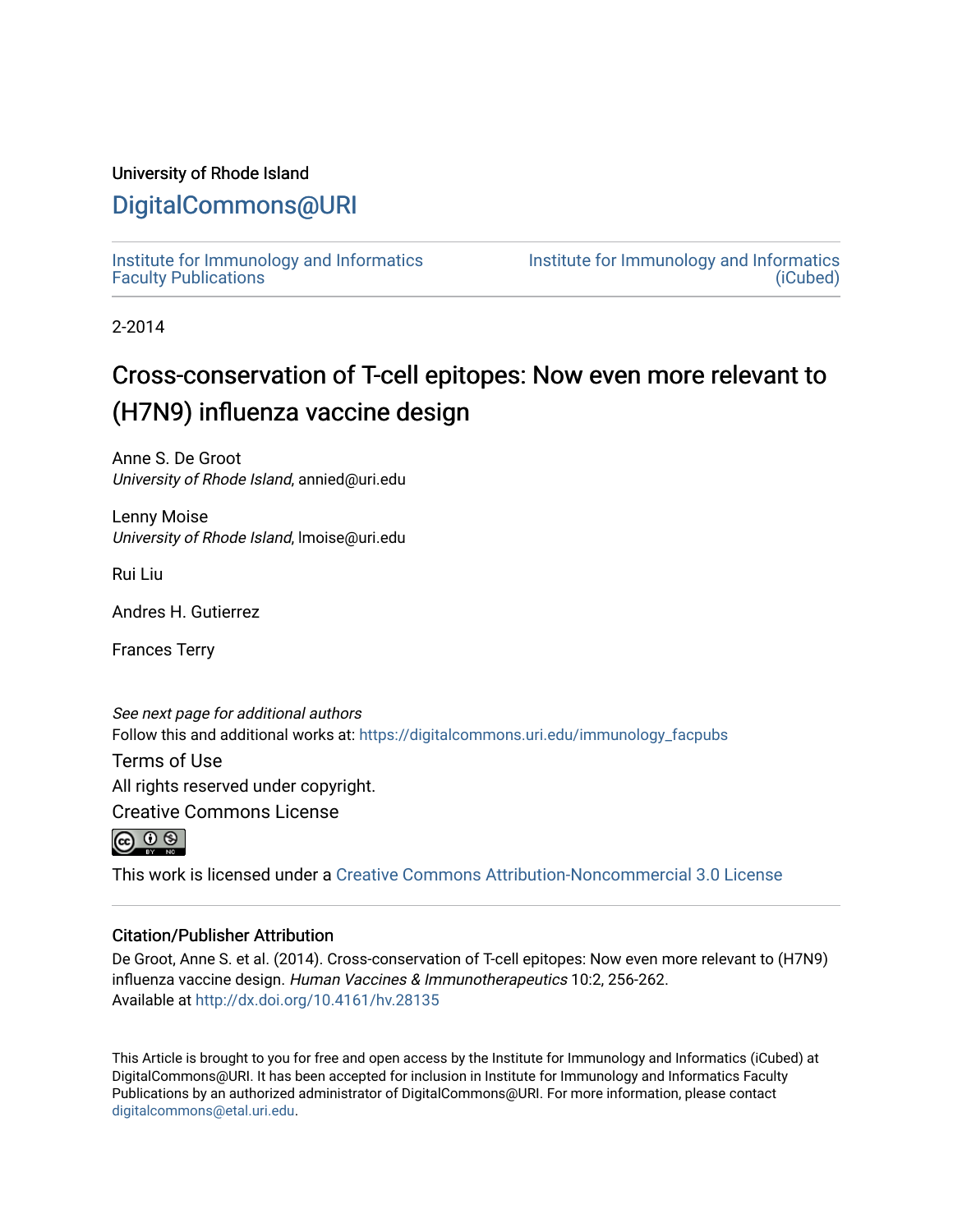University of Rhode Island

## DigitalCommons@URI

Institute for Immunology and Informatics Faculty Publications

Institute for Immunology and Informatics (iCubed)

2-2014

# Cross-conservation of T-cell epitopes: Now even more relevant to (H7N9) influenza vaccine design

Anne S. De Groot
*University of Rhode Island*, annied@uri.edu

Lenny Moise
*University of Rhode Island*, lmoise@uri.edu

Rui Liu

Andres H. Gutierrez

Frances Terry

*See next page for additional authors*

Follow this and additional works at: https://digitalcommons.uri.edu/immunology_facpubs

Terms of Use

All rights reserved under copyright.

Creative Commons License

This work is licensed under a Creative Commons Attribution-Noncommercial 3.0 License

### Citation/Publisher Attribution

De Groot, Anne S. et al. (2014). Cross-conservation of T-cell epitopes: Now even more relevant to (H7N9) influenza vaccine design. *Human Vaccines & Immunotherapeutics* 10:2, 256-262.
Available at http://dx.doi.org/10.4161/hv.28135

This Article is brought to you for free and open access by the Institute for Immunology and Informatics (iCubed) at DigitalCommons@URI. It has been accepted for inclusion in Institute for Immunology and Informatics Faculty Publications by an authorized administrator of DigitalCommons@URI. For more information, please contact digitalcommons@etal.uri.edu.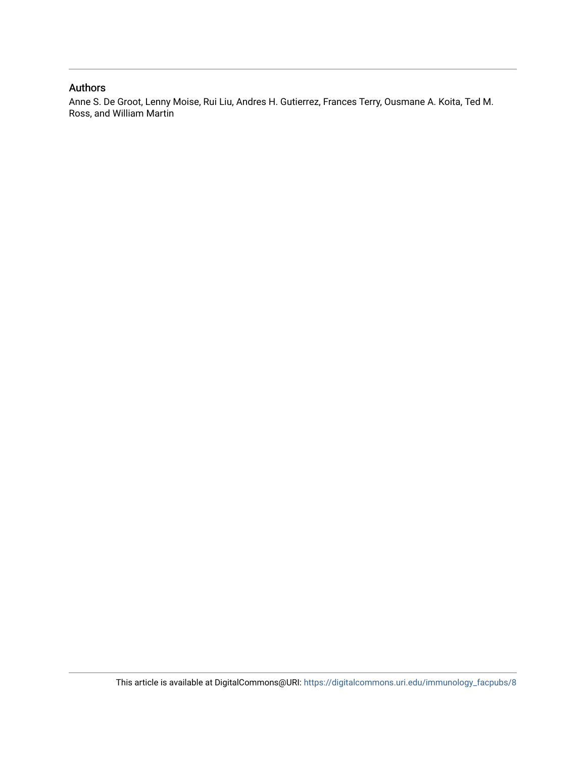## Authors

Anne S. De Groot, Lenny Moise, Rui Liu, Andres H. Gutierrez, Frances Terry, Ousmane A. Koita, Ted M. Ross, and William Martin

This article is available at DigitalCommons@URI: https://digitalcommons.uri.edu/immunology_facpubs/8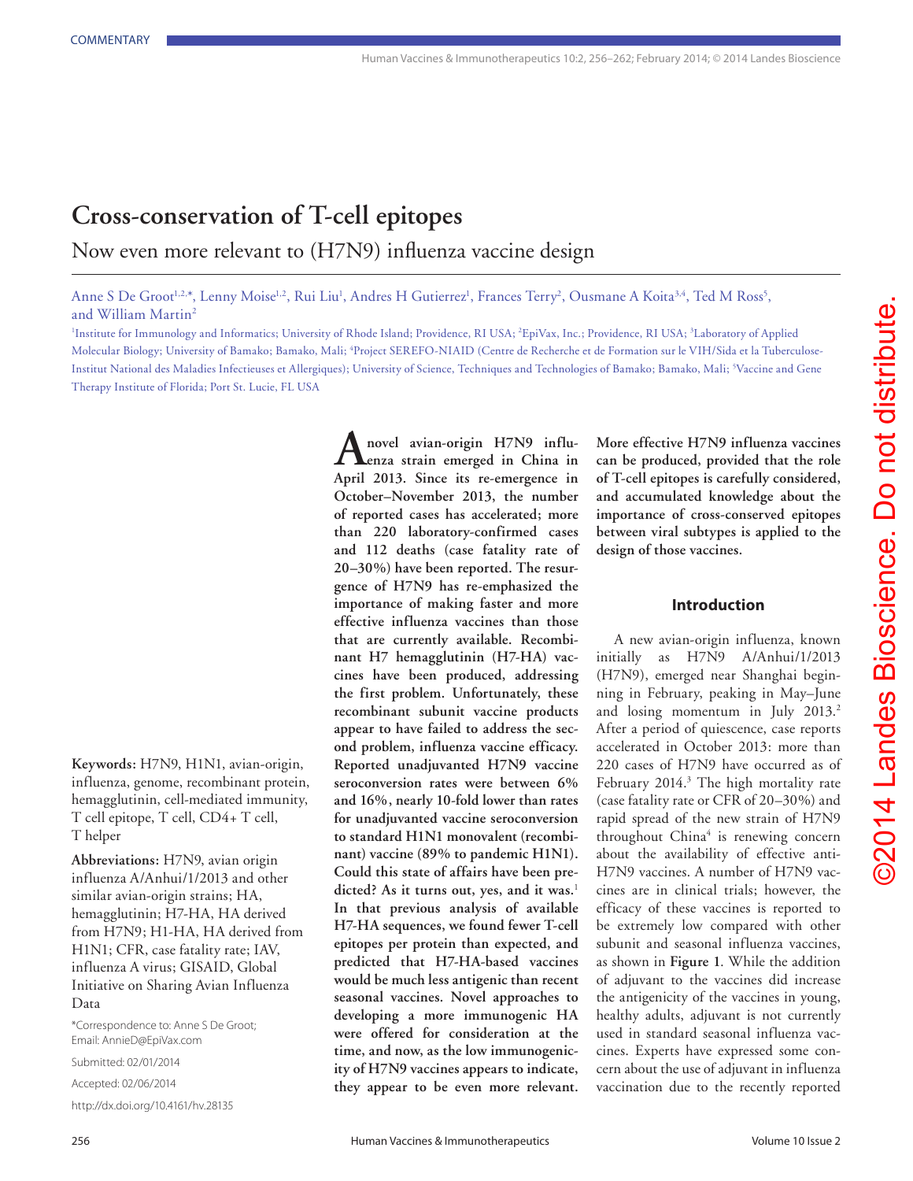COMMENTARY

# Cross-conservation of T-cell epitopes

## Now even more relevant to (H7N9) influenza vaccine design

Anne S De Groot[1,2,*], Lenny Moise[1,2], Rui Liu[1], Andres H Gutierrez[1], Frances Terry[2], Ousmane A Koita[3,4], Ted M Ross[5], and William Martin[2]

[1]Institute for Immunology and Informatics; University of Rhode Island; Providence, RI USA; [2]EpiVax, Inc.; Providence, RI USA; [3]Laboratory of Applied Molecular Biology; University of Bamako; Bamako, Mali; [4]Project SEREFO-NIAID (Centre de Recherche et de Formation sur le VIH/Sida et la Tuberculose-Institut National des Maladies Infectieuses et Allergiques); University of Science, Techniques and Technologies of Bamako; Bamako, Mali; [5]Vaccine and Gene Therapy Institute of Florida; Port St. Lucie, FL USA

**Keywords:** H7N9, H1N1, avian-origin, influenza, genome, recombinant protein, hemagglutinin, cell-mediated immunity, T cell epitope, T cell, CD4+ T cell, T helper

**Abbreviations:** H7N9, avian origin influenza A/Anhui/1/2013 and other similar avian-origin strains; HA, hemagglutinin; H7-HA, HA derived from H7N9; H1-HA, HA derived from H1N1; CFR, case fatality rate; IAV, influenza A virus; GISAID, Global Initiative on Sharing Avian Influenza Data

*Correspondence to: Anne S De Groot; Email: AnnieD@EpiVax.com

Submitted: 02/01/2014

Accepted: 02/06/2014

http://dx.doi.org/10.4161/hv.28135

**A novel avian-origin H7N9 influenza strain emerged in China in April 2013. Since its re-emergence in October–November 2013, the number of reported cases has accelerated; more than 220 laboratory-confirmed cases and 112 deaths (case fatality rate of 20–30%) have been reported. The resurgence of H7N9 has re-emphasized the importance of making faster and more effective influenza vaccines than those that are currently available. Recombinant H7 hemagglutinin (H7-HA) vaccines have been produced, addressing the first problem. Unfortunately, these recombinant subunit vaccine products appear to have failed to address the second problem, influenza vaccine efficacy. Reported unadjuvanted H7N9 vaccine seroconversion rates were between 6% and 16%, nearly 10-fold lower than rates for unadjuvanted vaccine seroconversion to standard H1N1 monovalent (recombinant) vaccine (89% to pandemic H1N1). Could this state of affairs have been predicted? As it turns out, yes, and it was.[1] In that previous analysis of available H7-HA sequences, we found fewer T-cell epitopes per protein than expected, and predicted that H7-HA-based vaccines would be much less antigenic than recent seasonal vaccines. Novel approaches to developing a more immunogenic HA were offered for consideration at the time, and now, as the low immunogenicity of H7N9 vaccines appears to indicate, they appear to be even more relevant. More effective H7N9 influenza vaccines can be produced, provided that the role of T-cell epitopes is carefully considered, and accumulated knowledge about the importance of cross-conserved epitopes between viral subtypes is applied to the design of those vaccines.**

## Introduction

A new avian-origin influenza, known initially as H7N9 A/Anhui/1/2013 (H7N9), emerged near Shanghai beginning in February, peaking in May–June and losing momentum in July 2013.[2] After a period of quiescence, case reports accelerated in October 2013: more than 220 cases of H7N9 have occurred as of February 2014.[3] The high mortality rate (case fatality rate or CFR of 20–30%) and rapid spread of the new strain of H7N9 throughout China[4] is renewing concern about the availability of effective anti-H7N9 vaccines. A number of H7N9 vaccines are in clinical trials; however, the efficacy of these vaccines is reported to be extremely low compared with other subunit and seasonal influenza vaccines, as shown in **Figure 1**. While the addition of adjuvant to the vaccines did increase the antigenicity of the vaccines in young, healthy adults, adjuvant is not currently used in standard seasonal influenza vaccines. Experts have expressed some concern about the use of adjuvant in influenza vaccination due to the recently reported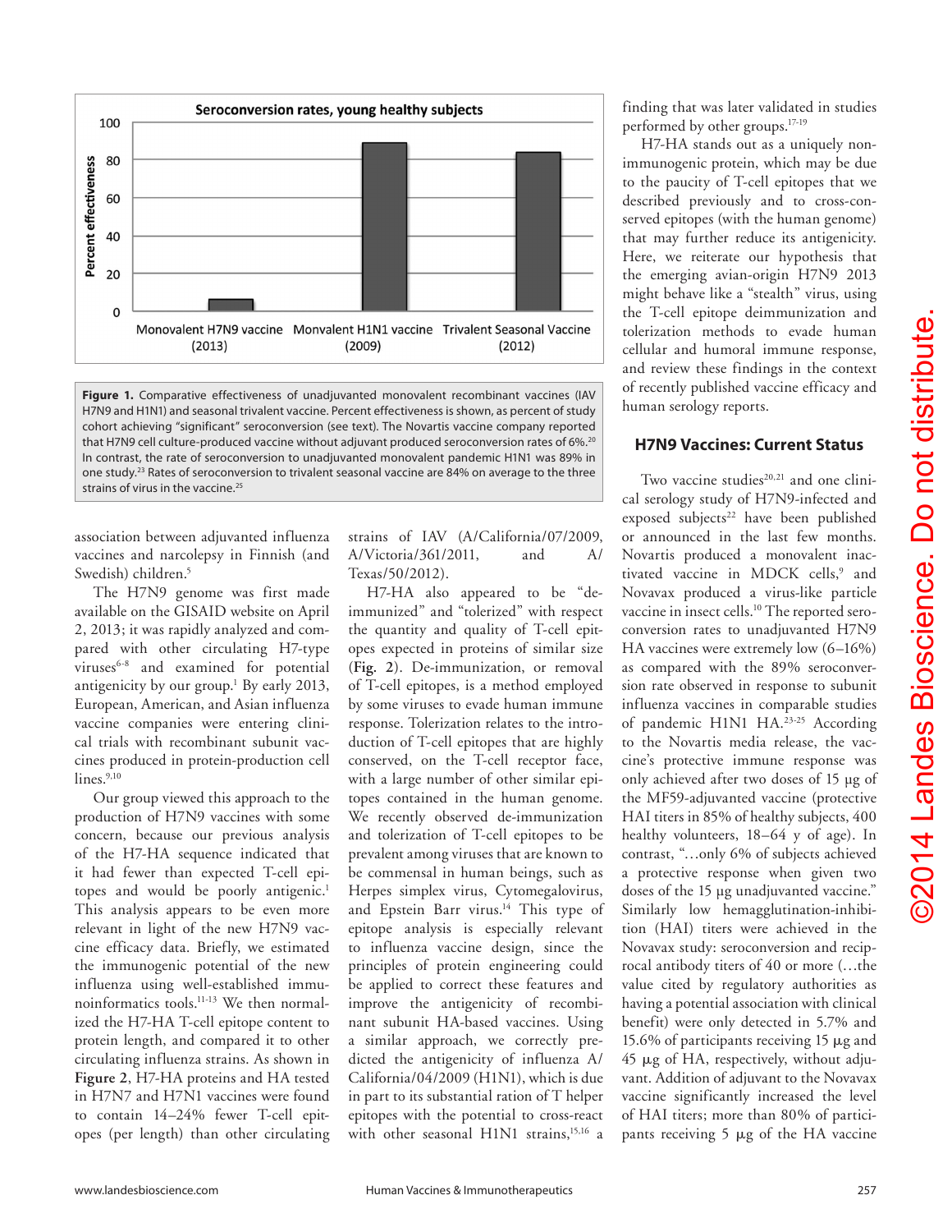Seroconversion rates, young healthy subjects

| | Percent effectiveness |
|---|---|
| Monovalent H7N9 vaccine (2013) | ~6 |
| Monovalent H1N1 vaccine (2009) | ~89 |
| Trivalent Seasonal Vaccine (2012) | ~84 |

**Figure 1.** Comparative effectiveness of unadjuvanted monovalent recombinant vaccines (IAV H7N9 and H1N1) and seasonal trivalent vaccine. Percent effectiveness is shown, as percent of study cohort achieving "significant" seroconversion (see text). The Novartis vaccine company reported that H7N9 cell culture-produced vaccine without adjuvant produced seroconversion rates of 6%.[20] In contrast, the rate of seroconversion to unadjuvanted monovalent pandemic H1N1 was 89% in one study.[23] Rates of seroconversion to trivalent seasonal vaccine are 84% on average to the three strains of virus in the vaccine.[25]

association between adjuvanted influenza vaccines and narcolepsy in Finnish (and Swedish) children.[5]

The H7N9 genome was first made available on the GISAID website on April 2, 2013; it was rapidly analyzed and compared with other circulating H7-type viruses[6-8] and examined for potential antigenicity by our group.[1] By early 2013, European, American, and Asian influenza vaccine companies were entering clinical trials with recombinant subunit vaccines produced in protein-production cell lines.[9,10]

Our group viewed this approach to the production of H7N9 vaccines with some concern, because our previous analysis of the H7-HA sequence indicated that it had fewer than expected T-cell epitopes and would be poorly antigenic.[1] This analysis appears to be even more relevant in light of the new H7N9 vaccine efficacy data. Briefly, we estimated the immunogenic potential of the new influenza using well-established immunoinformatics tools.[11-13] We then normalized the H7-HA T-cell epitope content to protein length, and compared it to other circulating influenza strains. As shown in **Figure 2**, H7-HA proteins and HA tested in H7N7 and H7N1 vaccines were found to contain 14–24% fewer T-cell epitopes (per length) than other circulating strains of IAV (A/California/07/2009, A/Victoria/361/2011, and A/Texas/50/2012).

H7-HA also appeared to be "de-immunized" and "tolerized" with respect the quantity and quality of T-cell epitopes expected in proteins of similar size (**Fig. 2**). De-immunization, or removal of T-cell epitopes, is a method employed by some viruses to evade human immune response. Tolerization relates to the introduction of T-cell epitopes that are highly conserved, on the T-cell receptor face, with a large number of other similar epitopes contained in the human genome. We recently observed de-immunization and tolerization of T-cell epitopes to be prevalent among viruses that are known to be commensal in human beings, such as Herpes simplex virus, Cytomegalovirus, and Epstein Barr virus.[14] This type of epitope analysis is especially relevant to influenza vaccine design, since the principles of protein engineering could be applied to correct these features and improve the antigenicity of recombinant subunit HA-based vaccines. Using a similar approach, we correctly predicted the antigenicity of influenza A/California/04/2009 (H1N1), which is due in part to its substantial ration of T helper epitopes with the potential to cross-react with other seasonal H1N1 strains,[15,16] a finding that was later validated in studies performed by other groups.[17-19]

H7-HA stands out as a uniquely non-immunogenic protein, which may be due to the paucity of T-cell epitopes that we described previously and to cross-conserved epitopes (with the human genome) that may further reduce its antigenicity. Here, we reiterate our hypothesis that the emerging avian-origin H7N9 2013 might behave like a "stealth" virus, using the T-cell epitope deimmunization and tolerization methods to evade human cellular and humoral immune response, and review these findings in the context of recently published vaccine efficacy and human serology reports.

## H7N9 Vaccines: Current Status

Two vaccine studies[20,21] and one clinical serology study of H7N9-infected and exposed subjects[22] have been published or announced in the last few months. Novartis produced a monovalent inactivated vaccine in MDCK cells,[9] and Novavax produced a virus-like particle vaccine in insect cells.[10] The reported seroconversion rates to unadjuvanted H7N9 HA vaccines were extremely low (6–16%) as compared with the 89% seroconversion rate observed in response to subunit influenza vaccines in comparable studies of pandemic H1N1 HA.[23-25] According to the Novartis media release, the vaccine's protective immune response was only achieved after two doses of 15 µg of the MF59-adjuvanted vaccine (protective HAI titers in 85% of healthy subjects, 400 healthy volunteers, 18–64 y of age). In contrast, "…only 6% of subjects achieved a protective response when given two doses of the 15 µg unadjuvanted vaccine." Similarly low hemagglutination-inhibition (HAI) titers were achieved in the Novavax study: seroconversion and reciprocal antibody titers of 40 or more (…the value cited by regulatory authorities as having a potential association with clinical benefit) were only detected in 5.7% and 15.6% of participants receiving 15 µg and 45 µg of HA, respectively, without adjuvant. Addition of adjuvant to the Novavax vaccine significantly increased the level of HAI titers; more than 80% of participants receiving 5 µg of the HA vaccine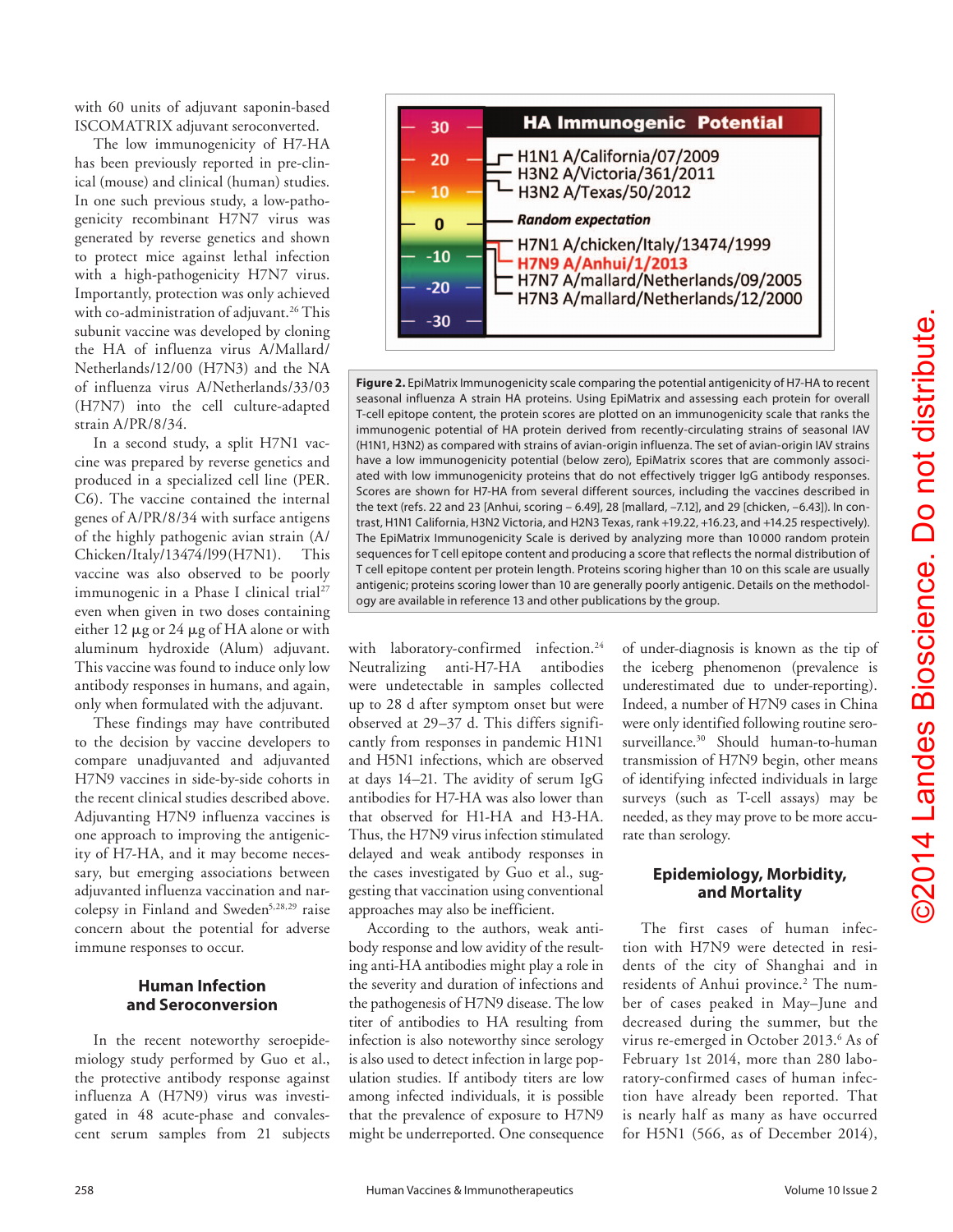with 60 units of adjuvant saponin-based ISCOMATRIX adjuvant seroconverted.

The low immunogenicity of H7-HA has been previously reported in pre-clinical (mouse) and clinical (human) studies. In one such previous study, a low-pathogenicity recombinant H7N7 virus was generated by reverse genetics and shown to protect mice against lethal infection with a high-pathogenicity H7N7 virus. Importantly, protection was only achieved with co-administration of adjuvant.[26] This subunit vaccine was developed by cloning the HA of influenza virus A/Mallard/Netherlands/12/00 (H7N3) and the NA of influenza virus A/Netherlands/33/03 (H7N7) into the cell culture-adapted strain A/PR/8/34.

In a second study, a split H7N1 vaccine was prepared by reverse genetics and produced in a specialized cell line (PER.C6). The vaccine contained the internal genes of A/PR/8/34 with surface antigens of the highly pathogenic avian strain (A/Chicken/Italy/13474/l99(H7N1). This vaccine was also observed to be poorly immunogenic in a Phase I clinical trial[27] even when given in two doses containing either 12 µg or 24 µg of HA alone or with aluminum hydroxide (Alum) adjuvant. This vaccine was found to induce only low antibody responses in humans, and again, only when formulated with the adjuvant.

These findings may have contributed to the decision by vaccine developers to compare unadjuvanted and adjuvanted H7N9 vaccines in side-by-side cohorts in the recent clinical studies described above. Adjuvanting H7N9 influenza vaccines is one approach to improving the antigenicity of H7-HA, and it may become necessary, but emerging associations between adjuvanted influenza vaccination and narcolepsy in Finland and Sweden[5,28,29] raise concern about the potential for adverse immune responses to occur.

| HA Immunogenic Potential | |
|---|---|
| ~+20 | H1N1 A/California/07/2009 |
| ~+15 | H3N2 A/Victoria/361/2011 |
| ~+15 | H3N2 A/Texas/50/2012 |
| 0 | *Random expectation* |
| ~−7 | H7N1 A/chicken/Italy/13474/1999 |
| ~−7 | H7N9 A/Anhui/1/2013 |
| ~−7 | H7N7 A/mallard/Netherlands/09/2005 |
| ~−7 | H7N3 A/mallard/Netherlands/12/2000 |

**Figure 2.** EpiMatrix Immunogenicity scale comparing the potential antigenicity of H7-HA to recent seasonal influenza A strain HA proteins. Using EpiMatrix and assessing each protein for overall T-cell epitope content, the protein scores are plotted on an immunogenicity scale that ranks the immunogenic potential of HA protein derived from recently-circulating strains of seasonal IAV (H1N1, H3N2) as compared with strains of avian-origin influenza. The set of avian-origin IAV strains have a low immunogenicity potential (below zero), EpiMatrix scores that are commonly associated with low immunogenicity proteins that do not effectively trigger IgG antibody responses. Scores are shown for H7-HA from several different sources, including the vaccines described in the text (refs. 22 and 23 [Anhui, scoring – 6.49], 28 [mallard, –7.12], and 29 [chicken, –6.43]). In contrast, H1N1 California, H3N2 Victoria, and H2N3 Texas, rank +19.22, +16.23, and +14.25 respectively). The EpiMatrix Immunogenicity Scale is derived by analyzing more than 10 000 random protein sequences for T cell epitope content and producing a score that reflects the normal distribution of T cell epitope content per protein length. Proteins scoring higher than 10 on this scale are usually antigenic; proteins scoring lower than 10 are generally poorly antigenic. Details on the methodology are available in reference 13 and other publications by the group.

## Human Infection and Seroconversion

In the recent noteworthy seroepidemiology study performed by Guo et al., the protective antibody response against influenza A (H7N9) virus was investigated in 48 acute-phase and convalescent serum samples from 21 subjects with laboratory-confirmed infection.[24] Neutralizing anti-H7-HA antibodies were undetectable in samples collected up to 28 d after symptom onset but were observed at 29–37 d. This differs significantly from responses in pandemic H1N1 and H5N1 infections, which are observed at days 14–21. The avidity of serum IgG antibodies for H7-HA was also lower than that observed for H1-HA and H3-HA. Thus, the H7N9 virus infection stimulated delayed and weak antibody responses in the cases investigated by Guo et al., suggesting that vaccination using conventional approaches may also be inefficient.

According to the authors, weak antibody response and low avidity of the resulting anti-HA antibodies might play a role in the severity and duration of infections and the pathogenesis of H7N9 disease. The low titer of antibodies to HA resulting from infection is also noteworthy since serology is also used to detect infection in large population studies. If antibody titers are low among infected individuals, it is possible that the prevalence of exposure to H7N9 might be underreported. One consequence of under-diagnosis is known as the tip of the iceberg phenomenon (prevalence is underestimated due to under-reporting). Indeed, a number of H7N9 cases in China were only identified following routine serosurveillance.[30] Should human-to-human transmission of H7N9 begin, other means of identifying infected individuals in large surveys (such as T-cell assays) may be needed, as they may prove to be more accurate than serology.

## Epidemiology, Morbidity, and Mortality

The first cases of human infection with H7N9 were detected in residents of the city of Shanghai and in residents of Anhui province.[2] The number of cases peaked in May–June and decreased during the summer, but the virus re-emerged in October 2013.[6] As of February 1st 2014, more than 280 laboratory-confirmed cases of human infection have already been reported. That is nearly half as many as have occurred for H5N1 (566, as of December 2014),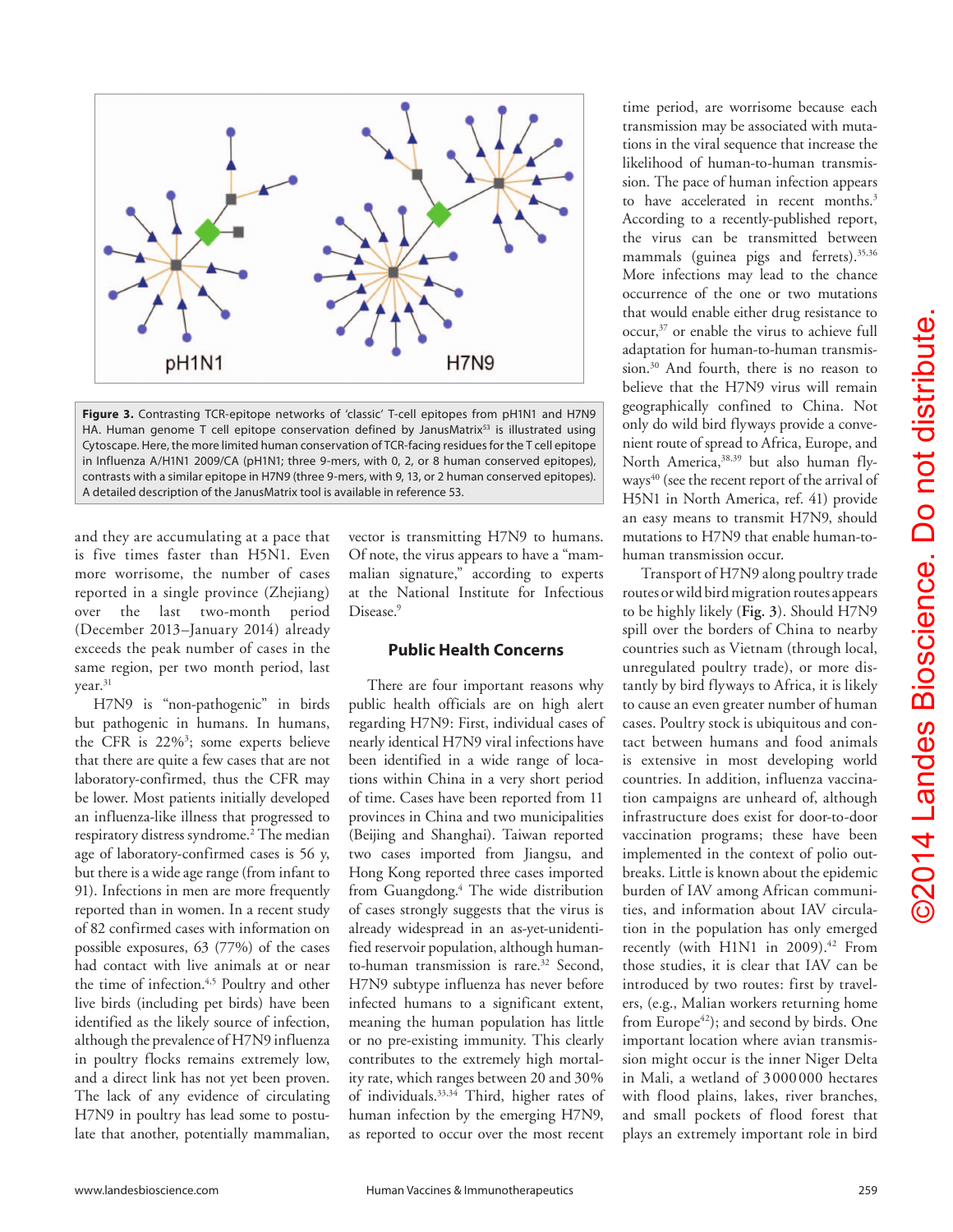**Figure 3.** Contrasting TCR-epitope networks of 'classic' T-cell epitopes from pH1N1 and H7N9 HA. Human genome T cell epitope conservation defined by JanusMatrix[53] is illustrated using Cytoscape. Here, the more limited human conservation of TCR-facing residues for the T cell epitope in Influenza A/H1N1 2009/CA (pH1N1; three 9-mers, with 0, 2, or 8 human conserved epitopes), contrasts with a similar epitope in H7N9 (three 9-mers, with 9, 13, or 2 human conserved epitopes). A detailed description of the JanusMatrix tool is available in reference 53.

and they are accumulating at a pace that is five times faster than H5N1. Even more worrisome, the number of cases reported in a single province (Zhejiang) over the last two-month period (December 2013–January 2014) already exceeds the peak number of cases in the same region, per two month period, last year.[31]

H7N9 is "non-pathogenic" in birds but pathogenic in humans. In humans, the CFR is 22%[3]; some experts believe that there are quite a few cases that are not laboratory-confirmed, thus the CFR may be lower. Most patients initially developed an influenza-like illness that progressed to respiratory distress syndrome.[2] The median age of laboratory-confirmed cases is 56 y, but there is a wide age range (from infant to 91). Infections in men are more frequently reported than in women. In a recent study of 82 confirmed cases with information on possible exposures, 63 (77%) of the cases had contact with live animals at or near the time of infection.[4,5] Poultry and other live birds (including pet birds) have been identified as the likely source of infection, although the prevalence of H7N9 influenza in poultry flocks remains extremely low, and a direct link has not yet been proven. The lack of any evidence of circulating H7N9 in poultry has lead some to postulate that another, potentially mammalian, vector is transmitting H7N9 to humans. Of note, the virus appears to have a "mammalian signature," according to experts at the National Institute for Infectious Disease.[9]

## Public Health Concerns

There are four important reasons why public health officials are on high alert regarding H7N9: First, individual cases of nearly identical H7N9 viral infections have been identified in a wide range of locations within China in a very short period of time. Cases have been reported from 11 provinces in China and two municipalities (Beijing and Shanghai). Taiwan reported two cases imported from Jiangsu, and Hong Kong reported three cases imported from Guangdong.[4] The wide distribution of cases strongly suggests that the virus is already widespread in an as-yet-unidentified reservoir population, although human-to-human transmission is rare.[32] Second, H7N9 subtype influenza has never before infected humans to a significant extent, meaning the human population has little or no pre-existing immunity. This clearly contributes to the extremely high mortality rate, which ranges between 20 and 30% of individuals.[33,34] Third, higher rates of human infection by the emerging H7N9, as reported to occur over the most recent time period, are worrisome because each transmission may be associated with mutations in the viral sequence that increase the likelihood of human-to-human transmission. The pace of human infection appears to have accelerated in recent months.[3] According to a recently-published report, the virus can be transmitted between mammals (guinea pigs and ferrets).[35,36] More infections may lead to the chance occurrence of the one or two mutations that would enable either drug resistance to occur,[37] or enable the virus to achieve full adaptation for human-to-human transmission.[30] And fourth, there is no reason to believe that the H7N9 virus will remain geographically confined to China. Not only do wild bird flyways provide a convenient route of spread to Africa, Europe, and North America,[38,39] but also human flyways[40] (see the recent report of the arrival of H5N1 in North America, ref. 41) provide an easy means to transmit H7N9, should mutations to H7N9 that enable human-to-human transmission occur.

Transport of H7N9 along poultry trade routes or wild bird migration routes appears to be highly likely (**Fig. 3**). Should H7N9 spill over the borders of China to nearby countries such as Vietnam (through local, unregulated poultry trade), or more distantly by bird flyways to Africa, it is likely to cause an even greater number of human cases. Poultry stock is ubiquitous and contact between humans and food animals is extensive in most developing world countries. In addition, influenza vaccination campaigns are unheard of, although infrastructure does exist for door-to-door vaccination programs; these have been implemented in the context of polio outbreaks. Little is known about the epidemic burden of IAV among African communities, and information about IAV circulation in the population has only emerged recently (with H1N1 in 2009).[42] From those studies, it is clear that IAV can be introduced by two routes: first by travelers, (e.g., Malian workers returning home from Europe[42]); and second by birds. One important location where avian transmission might occur is the inner Niger Delta in Mali, a wetland of 3 000 000 hectares with flood plains, lakes, river branches, and small pockets of flood forest that plays an extremely important role in bird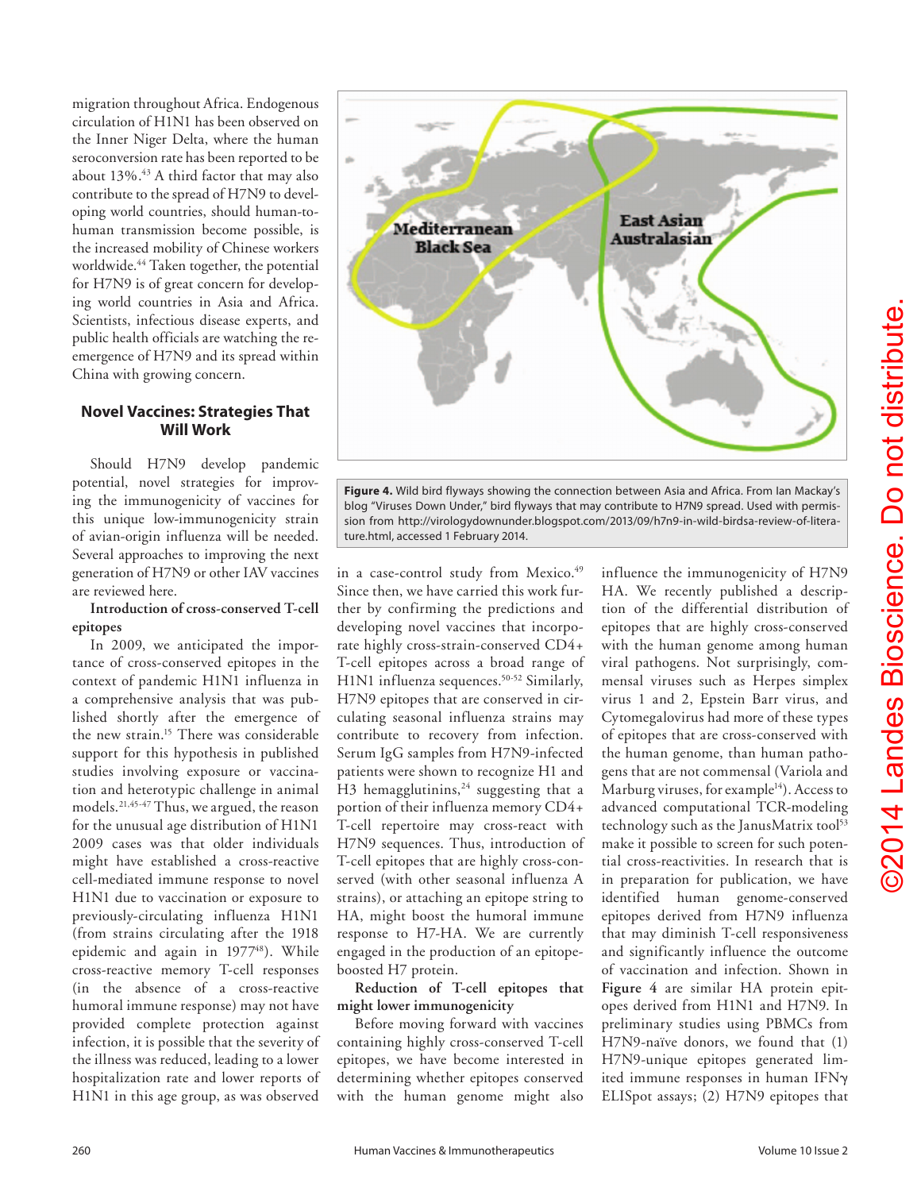migration throughout Africa. Endogenous circulation of H1N1 has been observed on the Inner Niger Delta, where the human seroconversion rate has been reported to be about 13%.[43] A third factor that may also contribute to the spread of H7N9 to developing world countries, should human-to-human transmission become possible, is the increased mobility of Chinese workers worldwide.[44] Taken together, the potential for H7N9 is of great concern for developing world countries in Asia and Africa. Scientists, infectious disease experts, and public health officials are watching the re-emergence of H7N9 and its spread within China with growing concern.

## Novel Vaccines: Strategies That Will Work

Should H7N9 develop pandemic potential, novel strategies for improving the immunogenicity of vaccines for this unique low-immunogenicity strain of avian-origin influenza will be needed. Several approaches to improving the next generation of H7N9 or other IAV vaccines are reviewed here.

**Introduction of cross-conserved T-cell epitopes**

In 2009, we anticipated the importance of cross-conserved epitopes in the context of pandemic H1N1 influenza in a comprehensive analysis that was published shortly after the emergence of the new strain.[15] There was considerable support for this hypothesis in published studies involving exposure or vaccination and heterotypic challenge in animal models.[21,45-47] Thus, we argued, the reason for the unusual age distribution of H1N1 2009 cases was that older individuals might have established a cross-reactive cell-mediated immune response to novel H1N1 due to vaccination or exposure to previously-circulating influenza H1N1 (from strains circulating after the 1918 epidemic and again in 1977[48]). While cross-reactive memory T-cell responses (in the absence of a cross-reactive humoral immune response) may not have provided complete protection against infection, it is possible that the severity of the illness was reduced, leading to a lower hospitalization rate and lower reports of H1N1 in this age group, as was observed in a case-control study from Mexico.[49] Since then, we have carried this work further by confirming the predictions and developing novel vaccines that incorporate highly cross-strain-conserved CD4+ T-cell epitopes across a broad range of H1N1 influenza sequences.[50-52] Similarly, H7N9 epitopes that are conserved in circulating seasonal influenza strains may contribute to recovery from infection. Serum IgG samples from H7N9-infected patients were shown to recognize H1 and H3 hemagglutinins,[24] suggesting that a portion of their influenza memory CD4+ T-cell repertoire may cross-react with H7N9 sequences. Thus, introduction of T-cell epitopes that are highly cross-conserved (with other seasonal influenza A strains), or attaching an epitope string to HA, might boost the humoral immune response to H7-HA. We are currently engaged in the production of an epitope-boosted H7 protein.

**Figure 4.** Wild bird flyways showing the connection between Asia and Africa. From Ian Mackay's blog "Viruses Down Under," bird flyways that may contribute to H7N9 spread. Used with permission from http://virologydownunder.blogspot.com/2013/09/h7n9-in-wild-birdsa-review-of-literature.html, accessed 1 February 2014.

**Reduction of T-cell epitopes that might lower immunogenicity**

Before moving forward with vaccines containing highly cross-conserved T-cell epitopes, we have become interested in determining whether epitopes conserved with the human genome might also influence the immunogenicity of H7N9 HA. We recently published a description of the differential distribution of epitopes that are highly cross-conserved with the human genome among human viral pathogens. Not surprisingly, commensal viruses such as Herpes simplex virus 1 and 2, Epstein Barr virus, and Cytomegalovirus had more of these types of epitopes that are cross-conserved with the human genome, than human pathogens that are not commensal (Variola and Marburg viruses, for example[14]). Access to advanced computational TCR-modeling technology such as the JanusMatrix tool[53] make it possible to screen for such potential cross-reactivities. In research that is in preparation for publication, we have identified human genome-conserved epitopes derived from H7N9 influenza that may diminish T-cell responsiveness and significantly influence the outcome of vaccination and infection. Shown in **Figure 4** are similar HA protein epitopes derived from H1N1 and H7N9. In preliminary studies using PBMCs from H7N9-naïve donors, we found that (1) H7N9-unique epitopes generated limited immune responses in human IFNγ ELISpot assays; (2) H7N9 epitopes that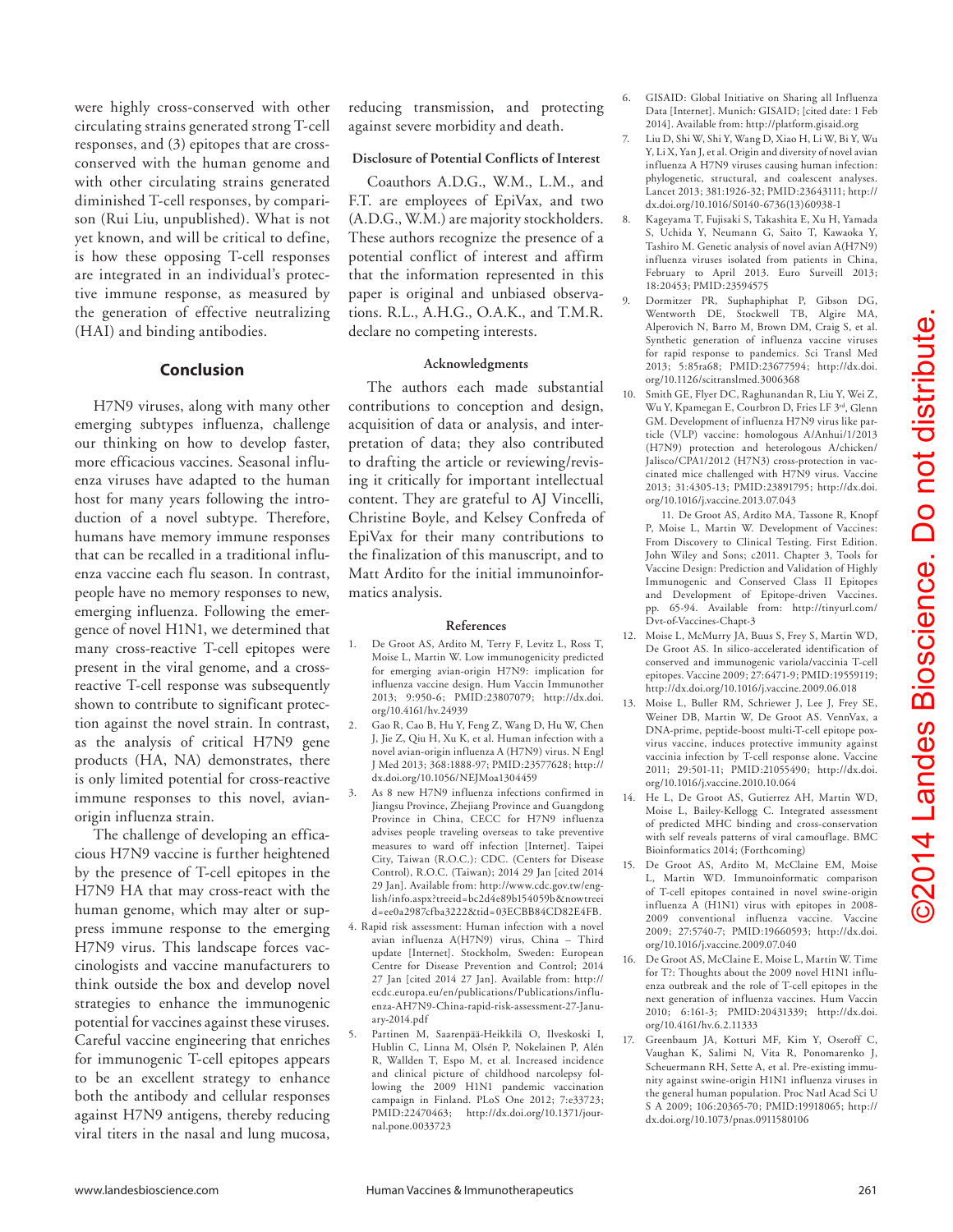were highly cross-conserved with other circulating strains generated strong T-cell responses, and (3) epitopes that are cross-conserved with the human genome and with other circulating strains generated diminished T-cell responses, by comparison (Rui Liu, unpublished). What is not yet known, and will be critical to define, is how these opposing T-cell responses are integrated in an individual's protective immune response, as measured by the generation of effective neutralizing (HAI) and binding antibodies.

## Conclusion

H7N9 viruses, along with many other emerging subtypes influenza, challenge our thinking on how to develop faster, more efficacious vaccines. Seasonal influenza viruses have adapted to the human host for many years following the introduction of a novel subtype. Therefore, humans have memory immune responses that can be recalled in a traditional influenza vaccine each flu season. In contrast, people have no memory responses to new, emerging influenza. Following the emergence of novel H1N1, we determined that many cross-reactive T-cell epitopes were present in the viral genome, and a cross-reactive T-cell response was subsequently shown to contribute to significant protection against the novel strain. In contrast, as the analysis of critical H7N9 gene products (HA, NA) demonstrates, there is only limited potential for cross-reactive immune responses to this novel, avian-origin influenza strain.

The challenge of developing an efficacious H7N9 vaccine is further heightened by the presence of T-cell epitopes in the H7N9 HA that may cross-react with the human genome, which may alter or suppress immune response to the emerging H7N9 virus. This landscape forces vaccinologists and vaccine manufacturers to think outside the box and develop novel strategies to enhance the immunogenic potential for vaccines against these viruses. Careful vaccine engineering that enriches for immunogenic T-cell epitopes appears to be an excellent strategy to enhance both the antibody and cellular responses against H7N9 antigens, thereby reducing viral titers in the nasal and lung mucosa, reducing transmission, and protecting against severe morbidity and death.

### Disclosure of Potential Conflicts of Interest

Coauthors A.D.G., W.M., L.M., and F.T. are employees of EpiVax, and two (A.D.G., W.M.) are majority stockholders. These authors recognize the presence of a potential conflict of interest and affirm that the information represented in this paper is original and unbiased observations. R.L., A.H.G., O.A.K., and T.M.R. declare no competing interests.

### Acknowledgments

The authors each made substantial contributions to conception and design, acquisition of data or analysis, and interpretation of data; they also contributed to drafting the article or reviewing/revising it critically for important intellectual content. They are grateful to AJ Vincelli, Christine Boyle, and Kelsey Confreda of EpiVax for their many contributions to the finalization of this manuscript, and to Matt Ardito for the initial immunoinformatics analysis.

### References

1. De Groot AS, Ardito M, Terry F, Levitz L, Ross T, Moise L, Martin W. Low immunogenicity predicted for emerging avian-origin H7N9: implication for influenza vaccine design. Hum Vaccin Immunother 2013; 9:950-6; PMID:23807079; http://dx.doi.org/10.4161/hv.24939
2. Gao R, Cao B, Hu Y, Feng Z, Wang D, Hu W, Chen J, Jie Z, Qiu H, Xu K, et al. Human infection with a novel avian-origin influenza A (H7N9) virus. N Engl J Med 2013; 368:1888-97; PMID:23577628; http://dx.doi.org/10.1056/NEJMoa1304459
3. As 8 new H7N9 influenza infections confirmed in Jiangsu Province, Zhejiang Province and Guangdong Province in China, CECC for H7N9 influenza advises people traveling overseas to take preventive measures to ward off infection [Internet]. Taipei City, Taiwan (R.O.C.): CDC. (Centers for Disease Control), R.O.C. (Taiwan); 2014 29 Jan [cited 2014 29 Jan]. Available from: http://www.cdc.gov.tw/english/info.aspx?treeid=bc2d4e89b154059b&nowtreeid=ee0a2987cfba3222&tid=03ECBB84CD82E4FB.
4. Rapid risk assessment: Human infection with a novel avian influenza A(H7N9) virus, China – Third update [Internet]. Stockholm, Sweden: European Centre for Disease Prevention and Control; 2014 27 Jan [cited 2014 27 Jan]. Available from: http://ecdc.europa.eu/en/publications/Publications/influenza-AH7N9-China-rapid-risk-assessment-27-January-2014.pdf
5. Partinen M, Saarenpää-Heikkilä O, Ilveskoski I, Hublin C, Linna M, Olsén P, Nokelainen P, Alén R, Wallden T, Espo M, et al. Increased incidence and clinical picture of childhood narcolepsy following the 2009 H1N1 pandemic vaccination campaign in Finland. PLoS One 2012; 7:e33723; PMID:22470463; http://dx.doi.org/10.1371/journal.pone.0033723
6. GISAID: Global Initiative on Sharing all Influenza Data [Internet]. Munich: GISAID; [cited date: 1 Feb 2014]. Available from: http://platform.gisaid.org
7. Liu D, Shi W, Shi Y, Wang D, Xiao H, Li W, Bi Y, Wu Y, Li X, Yan J, et al. Origin and diversity of novel avian influenza A H7N9 viruses causing human infection: phylogenetic, structural, and coalescent analyses. Lancet 2013; 381:1926-32; PMID:23643111; http://dx.doi.org/10.1016/S0140-6736(13)60938-1
8. Kageyama T, Fujisaki S, Takashita E, Xu H, Yamada S, Uchida Y, Neumann G, Saito T, Kawaoka Y, Tashiro M. Genetic analysis of novel avian A(H7N9) influenza viruses isolated from patients in China, February to April 2013. Euro Surveill 2013; 18:20453; PMID:23594575
9. Dormitzer PR, Suphaphiphat P, Gibson DG, Wentworth DE, Stockwell TB, Algire MA, Alperovich N, Barro M, Brown DM, Craig S, et al. Synthetic generation of influenza vaccine viruses for rapid response to pandemics. Sci Transl Med 2013; 5:85ra68; PMID:23677594; http://dx.doi.org/10.1126/scitranslmed.3006368
10. Smith GE, Flyer DC, Raghunandan R, Liu Y, Wei Z, Wu Y, Kpamegan E, Courbron D, Fries LF 3rd, Glenn GM. Development of influenza H7N9 virus like particle (VLP) vaccine: homologous A/Anhui/1/2013 (H7N9) protection and heterologous A/chicken/Jalisco/CPA1/2012 (H7N3) cross-protection in vaccinated mice challenged with H7N9 virus. Vaccine 2013; 31:4305-13; PMID:23891795; http://dx.doi.org/10.1016/j.vaccine.2013.07.043
11. De Groot AS, Ardito MA, Tassone R, Knopf P, Moise L, Martin W. Development of Vaccines: From Discovery to Clinical Testing. First Edition. John Wiley and Sons; c2011. Chapter 3, Tools for Vaccine Design: Prediction and Validation of Highly Immunogenic and Conserved Class II Epitopes and Development of Epitope-driven Vaccines. pp. 65-94. Available from: http://tinyurl.com/Dvt-of-Vaccines-Chapt-3
12. Moise L, McMurry JA, Buus S, Frey S, Martin WD, De Groot AS. In silico-accelerated identification of conserved and immunogenic variola/vaccinia T-cell epitopes. Vaccine 2009; 27:6471-9; PMID:19559119; http://dx.doi.org/10.1016/j.vaccine.2009.06.018
13. Moise L, Buller RM, Schriewer J, Lee J, Frey SE, Weiner DB, Martin W, De Groot AS. VennVax, a DNA-prime, peptide-boost multi-T-cell epitope poxvirus vaccine, induces protective immunity against vaccinia infection by T-cell response alone. Vaccine 2011; 29:501-11; PMID:21055490; http://dx.doi.org/10.1016/j.vaccine.2010.10.064
14. He L, De Groot AS, Gutierrez AH, Martin WD, Moise L, Bailey-Kellogg C. Integrated assessment of predicted MHC binding and cross-conservation with self reveals patterns of viral camouflage. BMC Bioinformatics 2014; (Forthcoming)
15. De Groot AS, Ardito M, McClaine EM, Moise L, Martin WD. Immunoinformatic comparison of T-cell epitopes contained in novel swine-origin influenza A (H1N1) virus with epitopes in 2008-2009 conventional influenza vaccine. Vaccine 2009; 27:5740-7; PMID:19660593; http://dx.doi.org/10.1016/j.vaccine.2009.07.040
16. De Groot AS, McClaine E, Moise L, Martin W. Time for T?: Thoughts about the 2009 novel H1N1 influenza outbreak and the role of T-cell epitopes in the next generation of influenza vaccines. Hum Vaccin 2010; 6:161-3; PMID:20431339; http://dx.doi.org/10.4161/hv.6.2.11333
17. Greenbaum JA, Kotturi MF, Kim Y, Oseroff C, Vaughan K, Salimi N, Vita R, Ponomarenko J, Scheuermann RH, Sette A, et al. Pre-existing immunity against swine-origin H1N1 influenza viruses in the general human population. Proc Natl Acad Sci U S A 2009; 106:20365-70; PMID:19918065; http://dx.doi.org/10.1073/pnas.0911580106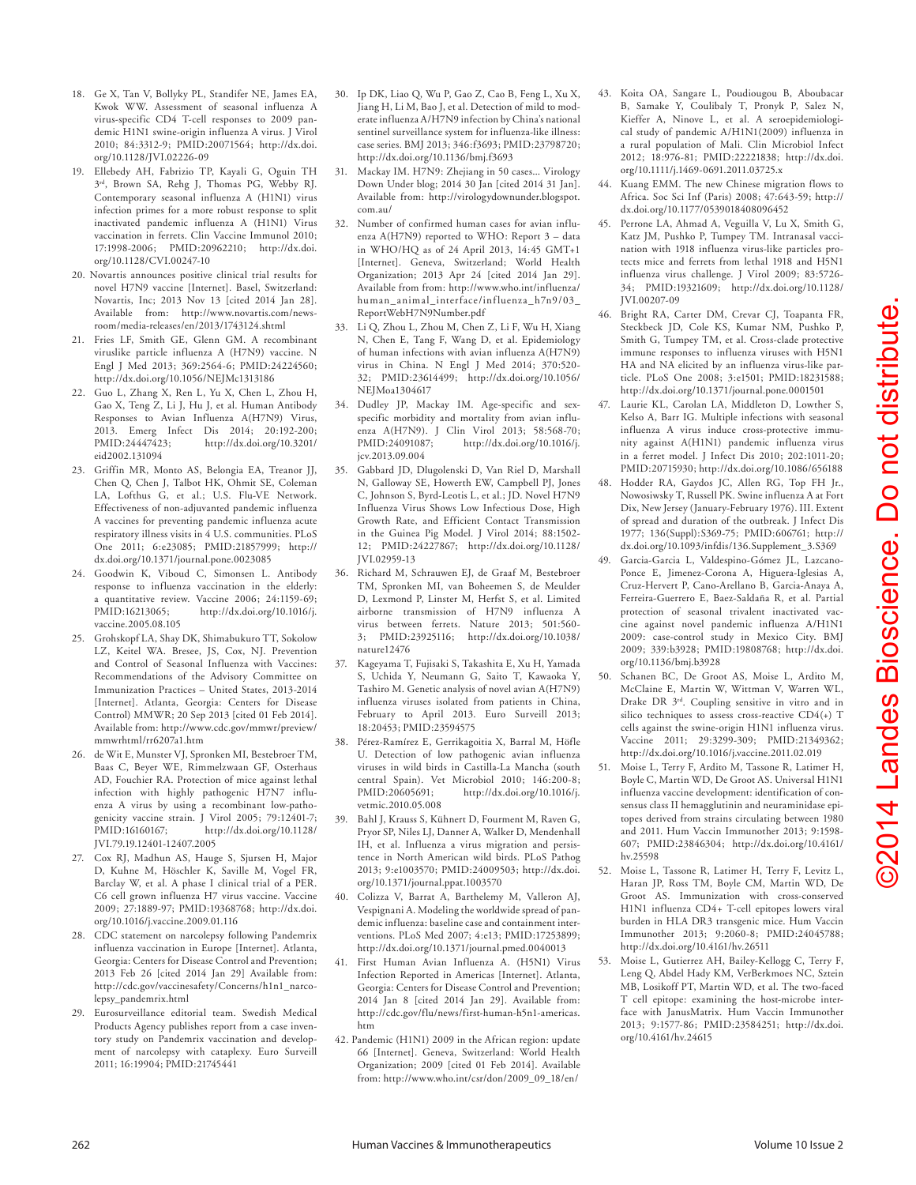18. Ge X, Tan V, Bollyky PL, Standifer NE, James EA, Kwok WW. Assessment of seasonal influenza A virus-specific CD4 T-cell responses to 2009 pandemic H1N1 swine-origin influenza A virus. J Virol 2010; 84:3312-9; PMID:20071564; http://dx.doi.org/10.1128/JVI.02226-09

19. Ellebedy AH, Fabrizio TP, Kayali G, Oguin TH 3rd, Brown SA, Rehg J, Thomas PG, Webby RJ. Contemporary seasonal influenza A (H1N1) virus infection primes for a more robust response to split inactivated pandemic influenza A (H1N1) Virus vaccination in ferrets. Clin Vaccine Immunol 2010; 17:1998-2006; PMID:20962210; http://dx.doi.org/10.1128/CVI.00247-10

20. Novartis announces positive clinical trial results for novel H7N9 vaccine [Internet]. Basel, Switzerland: Novartis, Inc; 2013 Nov 13 [cited 2014 Jan 28]. Available from: http://www.novartis.com/newsroom/media-releases/en/2013/1743124.shtml

21. Fries LF, Smith GE, Glenn GM. A recombinant viruslike particle influenza A (H7N9) vaccine. N Engl J Med 2013; 369:2564-6; PMID:24224560; http://dx.doi.org/10.1056/NEJMc1313186

22. Guo L, Zhang X, Ren L, Yu X, Chen L, Zhou H, Gao X, Teng Z, Li J, Hu J, et al. Human Antibody Responses to Avian Influenza A(H7N9) Virus, 2013. Emerg Infect Dis 2014; 20:192-200; PMID:24447423; http://dx.doi.org/10.3201/eid2002.131094

23. Griffin MR, Monto AS, Belongia EA, Treanor JJ, Chen Q, Chen J, Talbot HK, Ohmit SE, Coleman LA, Lofthus G, et al.; U.S. Flu-VE Network. Effectiveness of non-adjuvanted pandemic influenza A vaccines for preventing pandemic influenza acute respiratory illness visits in 4 U.S. communities. PLoS One 2011; 6:e23085; PMID:21857999; http://dx.doi.org/10.1371/journal.pone.0023085

24. Goodwin K, Viboud C, Simonsen L. Antibody response to influenza vaccination in the elderly: a quantitative review. Vaccine 2006; 24:1159-69; PMID:16213065; http://dx.doi.org/10.1016/j.vaccine.2005.08.105

25. Grohskopf LA, Shay DK, Shimabukuro TT, Sokolow LZ, Keitel WA. Bresee, JS, Cox, NJ. Prevention and Control of Seasonal Influenza with Vaccines: Recommendations of the Advisory Committee on Immunization Practices – United States, 2013-2014 [Internet]. Atlanta, Georgia: Centers for Disease Control) MMWR; 20 Sep 2013 [cited 01 Feb 2014]. Available from: http://www.cdc.gov/mmwr/preview/mmwrhtml/rr6207a1.htm

26. de Wit E, Munster VJ, Spronken MI, Bestebroer TM, Baas C, Beyer WE, Rimmelzwaan GF, Osterhaus AD, Fouchier RA. Protection of mice against lethal infection with highly pathogenic H7N7 influenza A virus by using a recombinant low-pathogenicity vaccine strain. J Virol 2005; 79:12401-7; PMID:16160167; http://dx.doi.org/10.1128/JVI.79.19.12401-12407.2005

27. Cox RJ, Madhun AS, Hauge S, Sjursen H, Major D, Kuhne M, Höschler K, Saville M, Vogel FR, Barclay W, et al. A phase I clinical trial of a PER.C6 cell grown influenza H7 virus vaccine. Vaccine 2009; 27:1889-97; PMID:19368768; http://dx.doi.org/10.1016/j.vaccine.2009.01.116

28. CDC statement on narcolepsy following Pandemrix influenza vaccination in Europe [Internet]. Atlanta, Georgia: Centers for Disease Control and Prevention; 2013 Feb 26 [cited 2014 Jan 29] Available from: http://cdc.gov/vaccinesafety/Concerns/h1n1_narcolepsy_pandemrix.html

29. Eurosurveillance editorial team. Swedish Medical Products Agency publishes report from a case inventory study on Pandemrix vaccination and development of narcolepsy with cataplexy. Euro Surveill 2011; 16:19904; PMID:21745441

30. Ip DK, Liao Q, Wu P, Gao Z, Cao B, Feng L, Xu X, Jiang H, Li M, Bao J, et al. Detection of mild to moderate influenza A/H7N9 infection by China's national sentinel surveillance system for influenza-like illness: case series. BMJ 2013; 346:f3693; PMID:23798720; http://dx.doi.org/10.1136/bmj.f3693

31. Mackay IM. H7N9: Zhejiang in 50 cases... Virology Down Under blog; 2014 30 Jan [cited 2014 31 Jan]. Available from: http://virologydownunder.blogspot.com.au/

32. Number of confirmed human cases for avian influenza A(H7N9) reported to WHO: Report 3 – data in WHO/HQ as of 24 April 2013, 14:45 GMT+1 [Internet]. Geneva, Switzerland; World Health Organization; 2013 Apr 24 [cited 2014 Jan 29]. Available from from: http://www.who.int/influenza/human_animal_interface/influenza_h7n9/03_ReportWebH7N9Number.pdf

33. Li Q, Zhou L, Zhou M, Chen Z, Li F, Wu H, Xiang N, Chen E, Tang F, Wang D, et al. Epidemiology of human infections with avian influenza A(H7N9) virus in China. N Engl J Med 2014; 370:520-32; PMID:23614499; http://dx.doi.org/10.1056/NEJMoa1304617

34. Dudley JP, Mackay IM. Age-specific and sex-specific morbidity and mortality from avian influenza A(H7N9). J Clin Virol 2013; 58:568-70; PMID:24091087; http://dx.doi.org/10.1016/j.jcv.2013.09.004

35. Gabbard JD, Dlugolenski D, Van Riel D, Marshall N, Galloway SE, Howerth EW, Campbell PJ, Jones C, Johnson S, Byrd-Leotis L, et al.; JD. Novel H7N9 Influenza Virus Shows Low Infectious Dose, High Growth Rate, and Efficient Contact Transmission in the Guinea Pig Model. J Virol 2014; 88:1502-12; PMID:24227867; http://dx.doi.org/10.1128/JVI.02959-13

36. Richard M, Schrauwen EJ, de Graaf M, Bestebroer TM, Spronken MI, van Boheemen S, de Meulder D, Lexmond P, Linster M, Herfst S, et al. Limited airborne transmission of H7N9 influenza A virus between ferrets. Nature 2013; 501:560-3; PMID:23925116; http://dx.doi.org/10.1038/nature12476

37. Kageyama T, Fujisaki S, Takashita E, Xu H, Yamada S, Uchida Y, Neumann G, Saito T, Kawaoka Y, Tashiro M. Genetic analysis of novel avian A(H7N9) influenza viruses isolated from patients in China, February to April 2013. Euro Surveill 2013; 18:20453; PMID:23594575

38. Pérez-Ramírez E, Gerrikagoitia X, Barral M, Höfle U. Detection of low pathogenic avian influenza viruses in wild birds in Castilla-La Mancha (south central Spain). Vet Microbiol 2010; 146:200-8; PMID:20605691; http://dx.doi.org/10.1016/j.vetmic.2010.05.008

39. Bahl J, Krauss S, Kühnert D, Fourment M, Raven G, Pryor SP, Niles LJ, Danner A, Walker D, Mendenhall IH, et al. Influenza a virus migration and persistence in North American wild birds. PLoS Pathog 2013; 9:e1003570; PMID:24009503; http://dx.doi.org/10.1371/journal.ppat.1003570

40. Colizza V, Barrat A, Barthelemy M, Valleron AJ, Vespignani A. Modeling the worldwide spread of pandemic influenza: baseline case and containment interventions. PLoS Med 2007; 4:e13; PMID:17253899; http://dx.doi.org/10.1371/journal.pmed.0040013

41. First Human Avian Influenza A. (H5N1) Virus Infection Reported in Americas [Internet]. Atlanta, Georgia: Centers for Disease Control and Prevention; 2014 Jan 8 [cited 2014 Jan 29]. Available from: http://cdc.gov/flu/news/first-human-h5n1-americas.htm

42. Pandemic (H1N1) 2009 in the African region: update 66 [Internet]. Geneva, Switzerland: World Health Organization; 2009 [cited 01 Feb 2014]. Available from: http://www.who.int/csr/don/2009_09_18/en/

43. Koita OA, Sangare L, Poudiougou B, Aboubacar B, Samake Y, Coulibaly T, Pronyk P, Salez N, Kieffer A, Ninove L, et al. A seroepidemiological study of pandemic A/H1N1(2009) influenza in a rural population of Mali. Clin Microbiol Infect 2012; 18:976-81; PMID:22221838; http://dx.doi.org/10.1111/j.1469-0691.2011.03725.x

44. Kuang EMM. The new Chinese migration flows to Africa. Soc Sci Inf (Paris) 2008; 47:643-59; http://dx.doi.org/10.1177/0539018408096452

45. Perrone LA, Ahmad A, Veguilla V, Lu X, Smith G, Katz JM, Pushko P, Tumpey TM. Intranasal vaccination with 1918 influenza virus-like particles protects mice and ferrets from lethal 1918 and H5N1 influenza virus challenge. J Virol 2009; 83:5726-34; PMID:19321609; http://dx.doi.org/10.1128/JVI.00207-09

46. Bright RA, Carter DM, Crevar CJ, Toapanta FR, Steckbeck JD, Cole KS, Kumar NM, Pushko P, Smith G, Tumpey TM, et al. Cross-clade protective immune responses to influenza viruses with H5N1 HA and NA elicited by an influenza virus-like particle. PLoS One 2008; 3:e1501; PMID:18231588; http://dx.doi.org/10.1371/journal.pone.0001501

47. Laurie KL, Carolan LA, Middleton D, Lowther S, Kelso A, Barr IG. Multiple infections with seasonal influenza A virus induce cross-protective immunity against A(H1N1) pandemic influenza virus in a ferret model. J Infect Dis 2010; 202:1011-20; PMID:20715930; http://dx.doi.org/10.1086/656188

48. Hodder RA, Gaydos JC, Allen RG, Top FH Jr., Nowosiwsky T, Russell PK. Swine influenza A at Fort Dix, New Jersey (January-February 1976). III. Extent of spread and duration of the outbreak. J Infect Dis 1977; 136(Suppl):S369-75; PMID:606761; http://dx.doi.org/10.1093/infdis/136.Supplement_3.S369

49. Garcia-Garcia L, Valdespino-Gómez JL, Lazcano-Ponce E, Jimenez-Corona A, Higuera-Iglesias A, Cruz-Hervert P, Cano-Arellano B, Garcia-Anaya A, Ferreira-Guerrero E, Baez-Saldaña R, et al. Partial protection of seasonal trivalent inactivated vaccine against novel pandemic influenza A/H1N1 2009: case-control study in Mexico City. BMJ 2009; 339:b3928; PMID:19808768; http://dx.doi.org/10.1136/bmj.b3928

50. Schanen BC, De Groot AS, Moise L, Ardito M, McClaine E, Martin W, Wittman V, Warren WL, Drake DR 3rd. Coupling sensitive in vitro and in silico techniques to assess cross-reactive CD4(+) T cells against the swine-origin H1N1 influenza virus. Vaccine 2011; 29:3299-309; PMID:21349362; http://dx.doi.org/10.1016/j.vaccine.2011.02.019

51. Moise L, Terry F, Ardito M, Tassone R, Latimer H, Boyle C, Martin WD, De Groot AS. Universal H1N1 influenza vaccine development: identification of consensus class II hemagglutinin and neuraminidase epitopes derived from strains circulating between 1980 and 2011. Hum Vaccin Immunother 2013; 9:1598-607; PMID:23846304; http://dx.doi.org/10.4161/hv.25598

52. Moise L, Tassone R, Latimer H, Terry F, Levitz L, Haran JP, Ross TM, Boyle CM, Martin WD, De Groot AS. Immunization with cross-conserved H1N1 influenza CD4+ T-cell epitopes lowers viral burden in HLA DR3 transgenic mice. Hum Vaccin Immunother 2013; 9:2060-8; PMID:24045788; http://dx.doi.org/10.4161/hv.26511

53. Moise L, Gutierrez AH, Bailey-Kellogg C, Terry F, Leng Q, Abdel Hady KM, VerBerkmoes NC, Sztein MB, Losikoff PT, Martin WD, et al. The two-faced T cell epitope: examining the host-microbe interface with JanusMatrix. Hum Vaccin Immunother 2013; 9:1577-86; PMID:23584251; http://dx.doi.org/10.4161/hv.24615